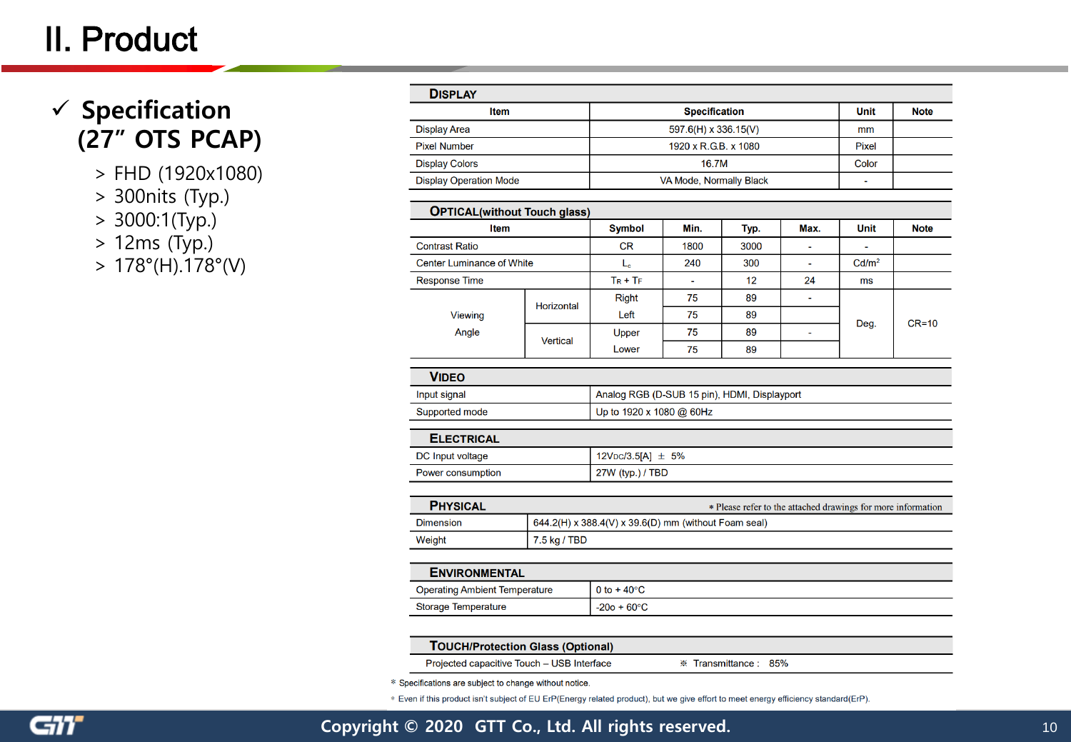# II. Product

## ✓ Specification (27" OTS PCAP)

- > FHD (1920x1080)
- > 300nits (Typ.)
- > 3000:1(Typ.)
- > 12ms (Typ.)
- > 178°(H).178°(V)

### DISPLAY

| Item | Specification | Unit | Note |
|---|---|---|---|
| Display Area | 597.6(H) x 336.15(V) | mm | |
| Pixel Number | 1920 x R.G.B. x 1080 | Pixel | |
| Display Colors | 16.7M | Color | |
| Display Operation Mode | VA Mode, Normally Black | - | |

### OPTICAL(without Touch glass)

| Item | | Symbol | Min. | Typ. | Max. | Unit | Note |
|---|---|---|---|---|---|---|---|
| Contrast Ratio | | CR | 1800 | 3000 | - | - | |
| Center Luminance of White | | $L_c$ | 240 | 300 | - | Cd/m² | |
| Response Time | | $T_R$ + $T_F$ | - | 12 | 24 | ms | |
| Viewing Angle | Horizontal | Right | 75 | 89 | - | Deg. | CR=10 |
| | | Left | 75 | 89 | | | |
| | Vertical | Upper | 75 | 89 | - | | |
| | | Lower | 75 | 89 | | | |

### VIDEO

| | |
|---|---|
| Input signal | Analog RGB (D-SUB 15 pin), HDMI, Displayport |
| Supported mode | Up to 1920 x 1080 @ 60Hz |

### ELECTRICAL

| | |
|---|---|
| DC Input voltage | 12VDC/3.5[A] ± 5% |
| Power consumption | 27W (typ.) / TBD |

### PHYSICAL

※ Please refer to the attached drawings for more information

| | |
|---|---|
| Dimension | 644.2(H) x 388.4(V) x 39.6(D) mm (without Foam seal) |
| Weight | 7.5 kg / TBD |

### ENVIRONMENTAL

| | |
|---|---|
| Operating Ambient Temperature | 0 to + 40°C |
| Storage Temperature | -20o + 60°C |

### TOUCH/Protection Glass (Optional)

Projected capacitive Touch – USB Interface ※ Transmittance : 85%

※ Specifications are subject to change without notice.

※ Even if this product isn't subject of EU ErP(Energy related product), but we give effort to meet energy efficiency standard(ErP).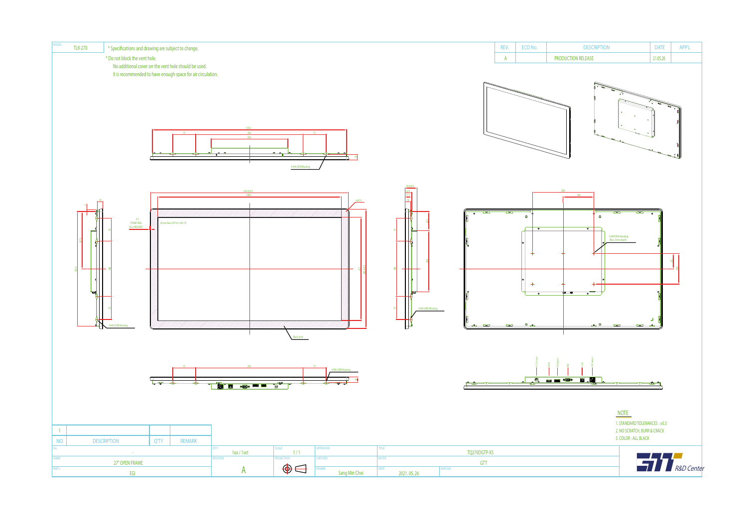MODEL: TLK-270

* Specifications and drawing are subject to change.

* Do not block the vent hole.

No additional cover on the vent hole should be used.

It is recommended to have enough space for air circulation.

| REV. | ECO No. | DESCRIPTION | DATE | APP'L |
|---|---|---|---|---|
| A | | PRODUCTION RELEASE | 21.05.26 | |

4-M4 USER Mounting

Active Area (597.6 x 336.15)

2.5 (FOAM SEAL ALL AROUND)

Black print

6-M4 VESA Mounting (Max. 5mm depth)

## NOTE

1. STANDARD TOLERANCES : ±0.5
2. NO SCRATCH, BURR & CRACK
3. COLOR : ALL BLACK

| NO. | DESCRIPTION | Q'TY | REMARK |
|---|---|---|---|
| 1 | | | |

| | | | |
|---|---|---|---|
| No. - | Q'TY 1ea / 1set | SCALE 1 / 1 | APPROVED |
| NAME 27" OPEN FRAME | REVISION A | PROJECTION | CHECKED |
| MAT'L EGI | | | DRAWN Sang Min Choi |

TITLE: TQ270DGTP-XS

BUYER: GTT

DATE: 2021. 05. 26

DWG.NO.

GTT R&D Center